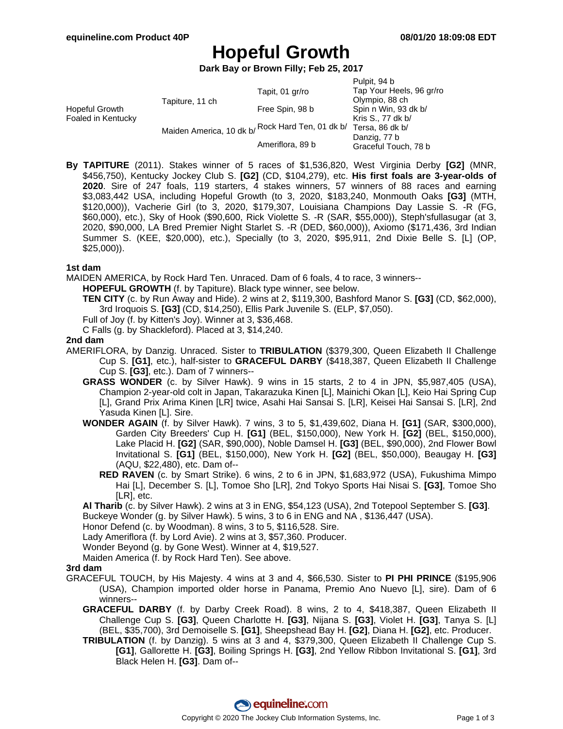# Hopeful Growth

**Dark Bay or Brown Filly; Feb 25, 2017**

| | | | |
|---|---|---|---|
| Hopeful Growth Foaled in Kentucky | Tapiture, 11 ch | Tapit, 01 gr/ro | Pulpit, 94 b |
| | | | Tap Your Heels, 96 gr/ro |
| | | Free Spin, 98 b | Olympio, 88 ch |
| | | | Spin n Win, 93 dk b/ |
| | Maiden America, 10 dk b/ | Rock Hard Ten, 01 dk b/ | Kris S., 77 dk b/ |
| | | | Tersa, 86 dk b/ |
| | | Ameriflora, 89 b | Danzig, 77 b |
| | | | Graceful Touch, 78 b |

**By TAPITURE** (2011). Stakes winner of 5 races of $1,536,820, West Virginia Derby **[G2]** (MNR, $456,750), Kentucky Jockey Club S. **[G2]** (CD, $104,279), etc. **His first foals are 3-year-olds of 2020**. Sire of 247 foals, 119 starters, 4 stakes winners, 57 winners of 88 races and earning $3,083,442 USA, including Hopeful Growth (to 3, 2020, $183,240, Monmouth Oaks **[G3]** (MTH, $120,000)), Vacherie Girl (to 3, 2020, $179,307, Louisiana Champions Day Lassie S. -R (FG, $60,000), etc.), Sky of Hook ($90,600, Rick Violette S. -R (SAR, $55,000)), Steph'sfullasugar (at 3, 2020, $90,000, LA Bred Premier Night Starlet S. -R (DED, $60,000)), Axiomo ($171,436, 3rd Indian Summer S. (KEE, $20,000), etc.), Specially (to 3, 2020, $95,911, 2nd Dixie Belle S. [L] (OP, $25,000)).

### 1st dam

MAIDEN AMERICA, by Rock Hard Ten. Unraced. Dam of 6 foals, 4 to race, 3 winners--

- **HOPEFUL GROWTH** (f. by Tapiture). Black type winner, see below.
- **TEN CITY** (c. by Run Away and Hide). 2 wins at 2, $119,300, Bashford Manor S. **[G3]** (CD, $62,000), 3rd Iroquois S. **[G3]** (CD, $14,250), Ellis Park Juvenile S. (ELP, $7,050).
- Full of Joy (f. by Kitten's Joy). Winner at 3, $36,468.
- C Falls (g. by Shackleford). Placed at 3, $14,240.

### 2nd dam

AMERIFLORA, by Danzig. Unraced. Sister to **TRIBULATION** ($379,300, Queen Elizabeth II Challenge Cup S. **[G1]**, etc.), half-sister to **GRACEFUL DARBY** ($418,387, Queen Elizabeth II Challenge Cup S. **[G3]**, etc.). Dam of 7 winners--

- **GRASS WONDER** (c. by Silver Hawk). 9 wins in 15 starts, 2 to 4 in JPN, $5,987,405 (USA), Champion 2-year-old colt in Japan, Takarazuka Kinen [L], Mainichi Okan [L], Keio Hai Spring Cup [L], Grand Prix Arima Kinen [LR] twice, Asahi Hai Sansai S. [LR], Keisei Hai Sansai S. [LR], 2nd Yasuda Kinen [L]. Sire.
- **WONDER AGAIN** (f. by Silver Hawk). 7 wins, 3 to 5, $1,439,602, Diana H. **[G1]** (SAR, $300,000), Garden City Breeders' Cup H. **[G1]** (BEL, $150,000), New York H. **[G2]** (BEL, $150,000), Lake Placid H. **[G2]** (SAR, $90,000), Noble Damsel H. **[G3]** (BEL, $90,000), 2nd Flower Bowl Invitational S. **[G1]** (BEL, $150,000), New York H. **[G2]** (BEL, $50,000), Beaugay H. **[G3]** (AQU, $22,480), etc. Dam of--
  - **RED RAVEN** (c. by Smart Strike). 6 wins, 2 to 6 in JPN, $1,683,972 (USA), Fukushima Mimpo Hai [L], December S. [L], Tomoe Sho [LR], 2nd Tokyo Sports Hai Nisai S. **[G3]**, Tomoe Sho [LR], etc.
- **Al Tharib** (c. by Silver Hawk). 2 wins at 3 in ENG, $54,123 (USA), 2nd Totepool September S. **[G3]**.
- Buckeye Wonder (g. by Silver Hawk). 5 wins, 3 to 6 in ENG and NA , $136,447 (USA).
- Honor Defend (c. by Woodman). 8 wins, 3 to 5, $116,528. Sire.
- Lady Ameriflora (f. by Lord Avie). 2 wins at 3, $57,360. Producer.
- Wonder Beyond (g. by Gone West). Winner at 4, $19,527.
- Maiden America (f. by Rock Hard Ten). See above.

### 3rd dam

GRACEFUL TOUCH, by His Majesty. 4 wins at 3 and 4, $66,530. Sister to **PI PHI PRINCE** ($195,906 (USA), Champion imported older horse in Panama, Premio Ano Nuevo [L], sire). Dam of 6 winners--

- **GRACEFUL DARBY** (f. by Darby Creek Road). 8 wins, 2 to 4, $418,387, Queen Elizabeth II Challenge Cup S. **[G3]**, Queen Charlotte H. **[G3]**, Nijana S. **[G3]**, Violet H. **[G3]**, Tanya S. [L] (BEL, $35,700), 3rd Demoiselle S. **[G1]**, Sheepshead Bay H. **[G2]**, Diana H. **[G2]**, etc. Producer.
- **TRIBULATION** (f. by Danzig). 5 wins at 3 and 4, $379,300, Queen Elizabeth II Challenge Cup S. **[G1]**, Gallorette H. **[G3]**, Boiling Springs H. **[G3]**, 2nd Yellow Ribbon Invitational S. **[G1]**, 3rd Black Helen H. **[G3]**. Dam of--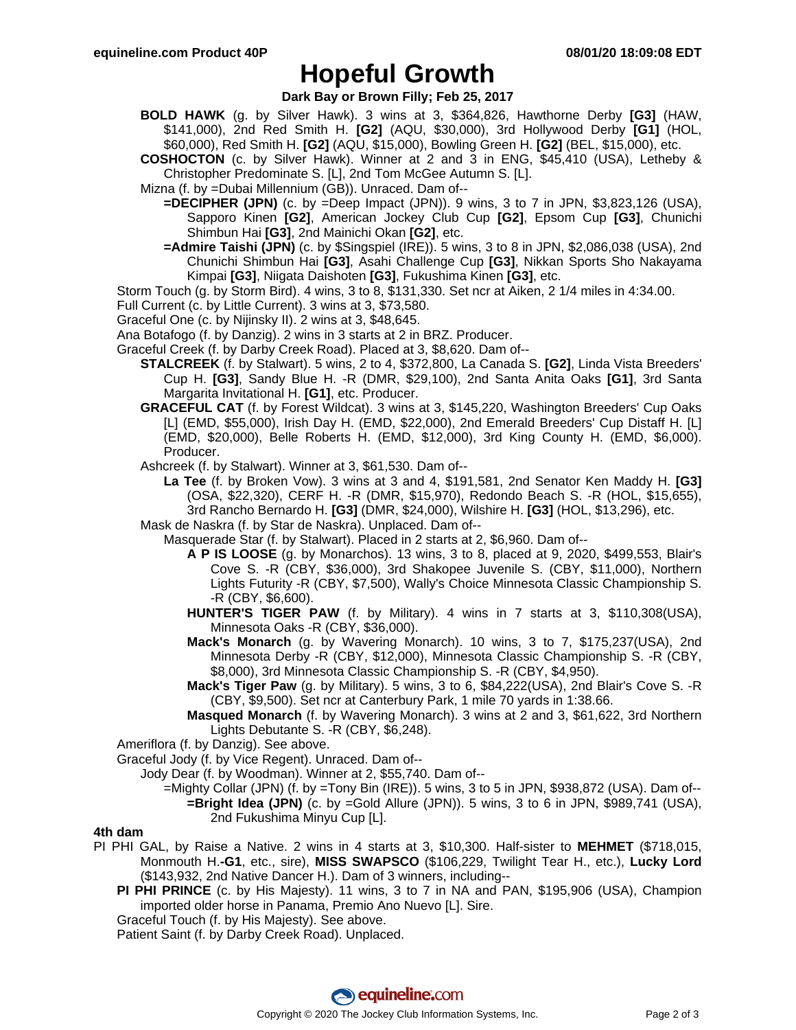# Hopeful Growth

**Dark Bay or Brown Filly; Feb 25, 2017**

**BOLD HAWK** (g. by Silver Hawk). 3 wins at 3, $364,826, Hawthorne Derby **[G3]** (HAW, $141,000), 2nd Red Smith H. **[G2]** (AQU, $30,000), 3rd Hollywood Derby **[G1]** (HOL, $60,000), Red Smith H. **[G2]** (AQU, $15,000), Bowling Green H. **[G2]** (BEL, $15,000), etc.

**COSHOCTON** (c. by Silver Hawk). Winner at 2 and 3 in ENG, $45,410 (USA), Letheby & Christopher Predominate S. [L], 2nd Tom McGee Autumn S. [L].

Mizna (f. by =Dubai Millennium (GB)). Unraced. Dam of--

**=DECIPHER (JPN)** (c. by =Deep Impact (JPN)). 9 wins, 3 to 7 in JPN, $3,823,126 (USA), Sapporo Kinen **[G2]**, American Jockey Club Cup **[G2]**, Epsom Cup **[G3]**, Chunichi Shimbun Hai **[G3]**, 2nd Mainichi Okan **[G2]**, etc.

**=Admire Taishi (JPN)** (c. by $Singspiel (IRE)). 5 wins, 3 to 8 in JPN, $2,086,038 (USA), 2nd Chunichi Shimbun Hai **[G3]**, Asahi Challenge Cup **[G3]**, Nikkan Sports Sho Nakayama Kimpai **[G3]**, Niigata Daishoten **[G3]**, Fukushima Kinen **[G3]**, etc.

Storm Touch (g. by Storm Bird). 4 wins, 3 to 8, $131,330. Set ncr at Aiken, 2 1/4 miles in 4:34.00.

Full Current (c. by Little Current). 3 wins at 3, $73,580.

Graceful One (c. by Nijinsky II). 2 wins at 3, $48,645.

Ana Botafogo (f. by Danzig). 2 wins in 3 starts at 2 in BRZ. Producer.

Graceful Creek (f. by Darby Creek Road). Placed at 3, $8,620. Dam of--

**STALCREEK** (f. by Stalwart). 5 wins, 2 to 4, $372,800, La Canada S. **[G2]**, Linda Vista Breeders' Cup H. **[G3]**, Sandy Blue H. -R (DMR, $29,100), 2nd Santa Anita Oaks **[G1]**, 3rd Santa Margarita Invitational H. **[G1]**, etc. Producer.

**GRACEFUL CAT** (f. by Forest Wildcat). 3 wins at 3, $145,220, Washington Breeders' Cup Oaks [L] (EMD, $55,000), Irish Day H. (EMD, $22,000), 2nd Emerald Breeders' Cup Distaff H. [L] (EMD, $20,000), Belle Roberts H. (EMD, $12,000), 3rd King County H. (EMD, $6,000). Producer.

Ashcreek (f. by Stalwart). Winner at 3, $61,530. Dam of--

**La Tee** (f. by Broken Vow). 3 wins at 3 and 4, $191,581, 2nd Senator Ken Maddy H. **[G3]** (OSA, $22,320), CERF H. -R (DMR, $15,970), Redondo Beach S. -R (HOL, $15,655), 3rd Rancho Bernardo H. **[G3]** (DMR, $24,000), Wilshire H. **[G3]** (HOL, $13,296), etc.

Mask de Naskra (f. by Star de Naskra). Unplaced. Dam of--

Masquerade Star (f. by Stalwart). Placed in 2 starts at 2, $6,960. Dam of--

**A P IS LOOSE** (g. by Monarchos). 13 wins, 3 to 8, placed at 9, 2020, $499,553, Blair's Cove S. -R (CBY, $36,000), 3rd Shakopee Juvenile S. (CBY, $11,000), Northern Lights Futurity -R (CBY, $7,500), Wally's Choice Minnesota Classic Championship S. -R (CBY, $6,600).

**HUNTER'S TIGER PAW** (f. by Military). 4 wins in 7 starts at 3, $110,308(USA), Minnesota Oaks -R (CBY, $36,000).

**Mack's Monarch** (g. by Wavering Monarch). 10 wins, 3 to 7, $175,237(USA), 2nd Minnesota Derby -R (CBY, $12,000), Minnesota Classic Championship S. -R (CBY, $8,000), 3rd Minnesota Classic Championship S. -R (CBY, $4,950).

**Mack's Tiger Paw** (g. by Military). 5 wins, 3 to 6, $84,222(USA), 2nd Blair's Cove S. -R (CBY, $9,500). Set ncr at Canterbury Park, 1 mile 70 yards in 1:38.66.

**Masqued Monarch** (f. by Wavering Monarch). 3 wins at 2 and 3, $61,622, 3rd Northern Lights Debutante S. -R (CBY, $6,248).

Ameriflora (f. by Danzig). See above.

Graceful Jody (f. by Vice Regent). Unraced. Dam of--

Jody Dear (f. by Woodman). Winner at 2, $55,740. Dam of--

=Mighty Collar (JPN) (f. by =Tony Bin (IRE)). 5 wins, 3 to 5 in JPN, $938,872 (USA). Dam of--

**=Bright Idea (JPN)** (c. by =Gold Allure (JPN)). 5 wins, 3 to 6 in JPN, $989,741 (USA), 2nd Fukushima Minyu Cup [L].

## 4th dam

PI PHI GAL, by Raise a Native. 2 wins in 4 starts at 3, $10,300. Half-sister to **MEHMET** ($718,015, Monmouth H.**-G1**, etc., sire), **MISS SWAPSCO** ($106,229, Twilight Tear H., etc.), **Lucky Lord** ($143,932, 2nd Native Dancer H.). Dam of 3 winners, including--

**PI PHI PRINCE** (c. by His Majesty). 11 wins, 3 to 7 in NA and PAN, $195,906 (USA), Champion imported older horse in Panama, Premio Ano Nuevo [L]. Sire.

Graceful Touch (f. by His Majesty). See above.

Patient Saint (f. by Darby Creek Road). Unplaced.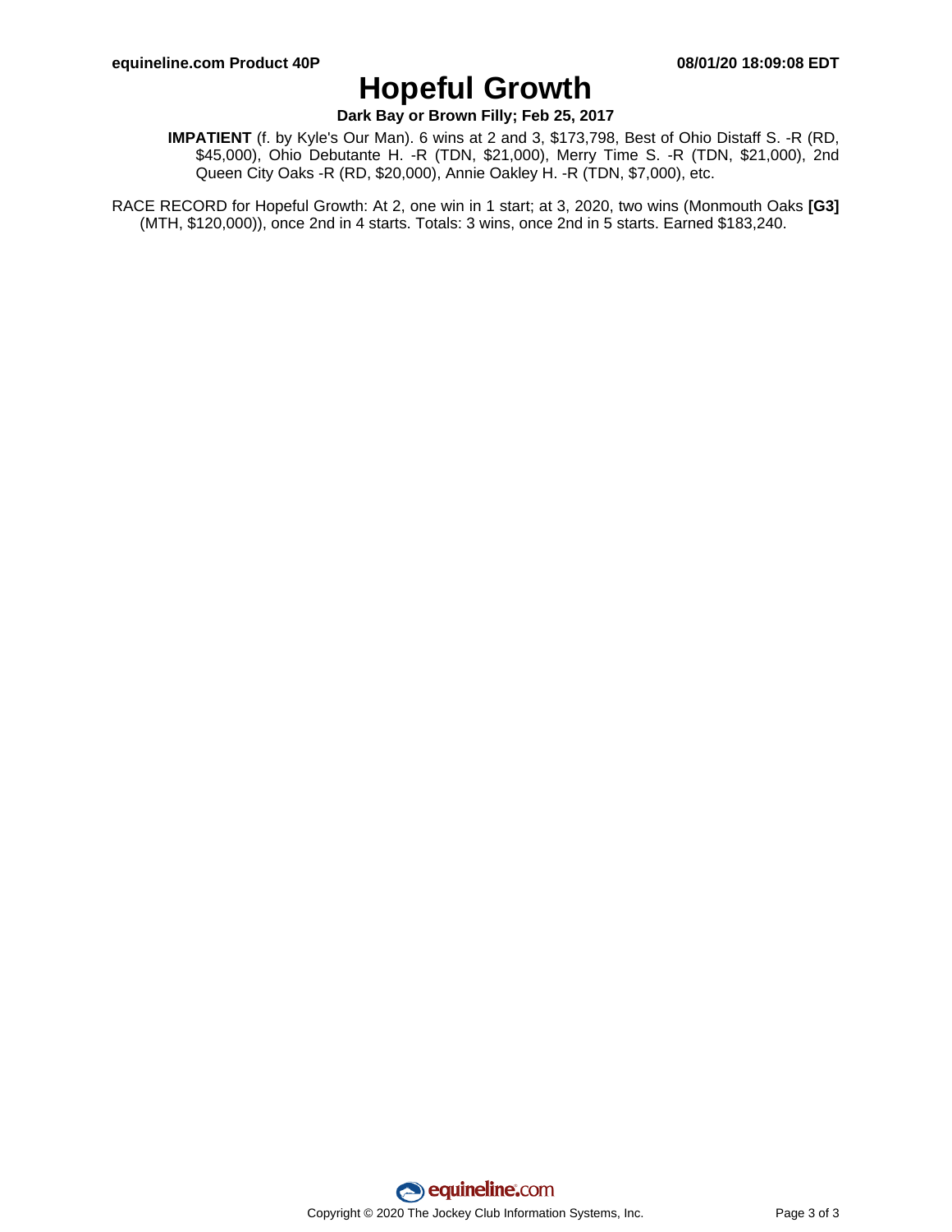# Hopeful Growth

**Dark Bay or Brown Filly; Feb 25, 2017**

**IMPATIENT** (f. by Kyle's Our Man). 6 wins at 2 and 3, $173,798, Best of Ohio Distaff S. -R (RD, $45,000), Ohio Debutante H. -R (TDN, $21,000), Merry Time S. -R (TDN, $21,000), 2nd Queen City Oaks -R (RD, $20,000), Annie Oakley H. -R (TDN, $7,000), etc.

RACE RECORD for Hopeful Growth: At 2, one win in 1 start; at 3, 2020, two wins (Monmouth Oaks **[G3]** (MTH, $120,000)), once 2nd in 4 starts. Totals: 3 wins, once 2nd in 5 starts. Earned $183,240.